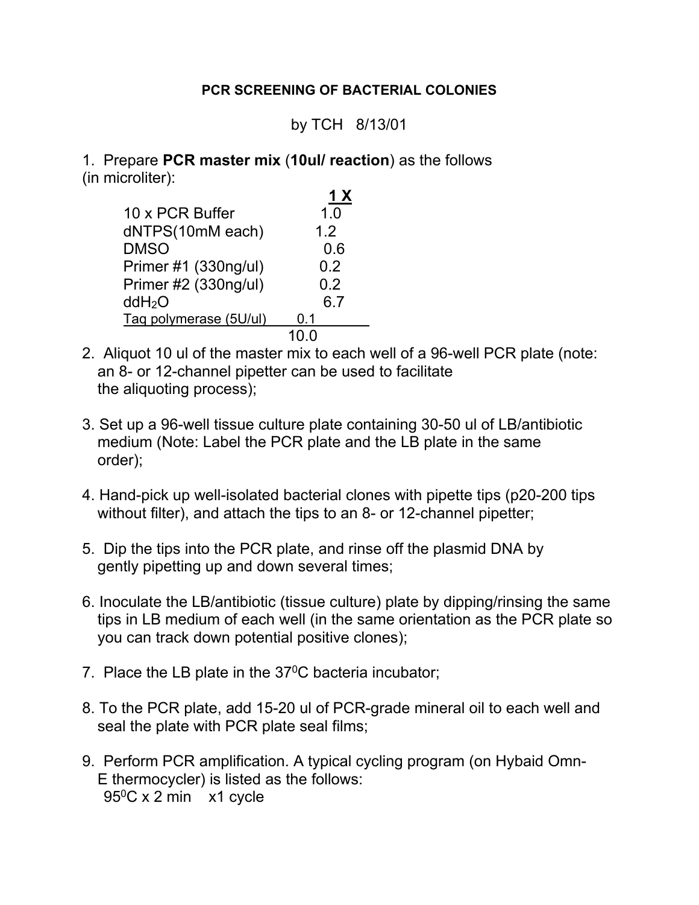# PCR SCREENING OF BACTERIAL COLONIES

by TCH 8/13/01

1. Prepare **PCR master mix** (**10ul/ reaction**) as the follows (in microliter):

| | **1 X** |
|---|---|
| 10 x PCR Buffer | 1.0 |
| dNTPS(10mM each) | 1.2 |
| DMSO | 0.6 |
| Primer #1 (330ng/ul) | 0.2 |
| Primer #2 (330ng/ul) | 0.2 |
| $ddH_2O$ | 6.7 |
| Taq polymerase (5U/ul) | 0.1 |
| | 10.0 |

2. Aliquot 10 ul of the master mix to each well of a 96-well PCR plate (note: an 8- or 12-channel pipetter can be used to facilitate the aliquoting process);

3. Set up a 96-well tissue culture plate containing 30-50 ul of LB/antibiotic medium (Note: Label the PCR plate and the LB plate in the same order);

4. Hand-pick up well-isolated bacterial clones with pipette tips (p20-200 tips without filter), and attach the tips to an 8- or 12-channel pipetter;

5. Dip the tips into the PCR plate, and rinse off the plasmid DNA by gently pipetting up and down several times;

6. Inoculate the LB/antibiotic (tissue culture) plate by dipping/rinsing the same tips in LB medium of each well (in the same orientation as the PCR plate so you can track down potential positive clones);

7. Place the LB plate in the $37^0$C bacteria incubator;

8. To the PCR plate, add 15-20 ul of PCR-grade mineral oil to each well and seal the plate with PCR plate seal films;

9. Perform PCR amplification. A typical cycling program (on Hybaid Omn-E thermocycler) is listed as the follows:
   $95^0$C x 2 min x1 cycle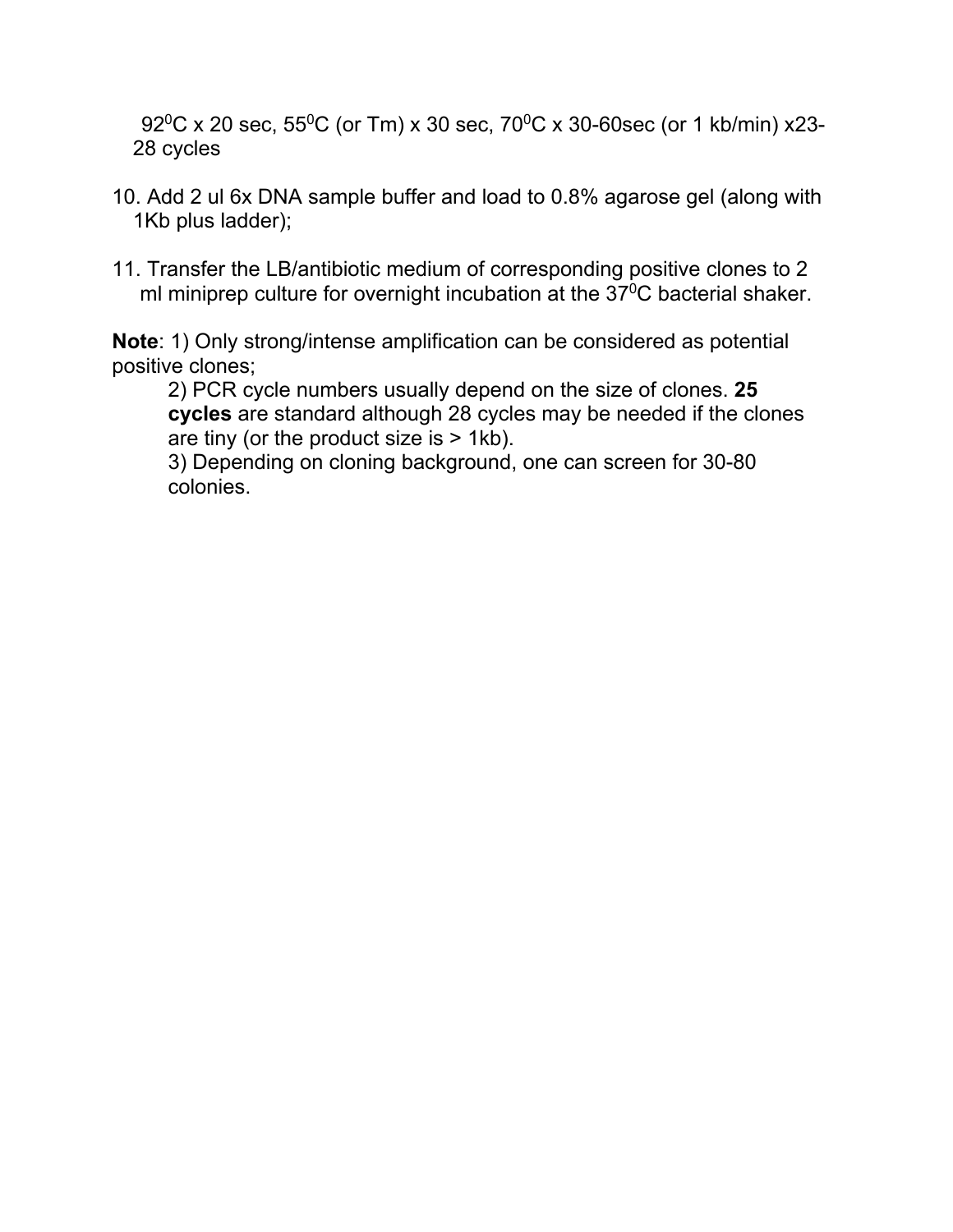$92^0C$ x 20 sec, $55^0C$ (or Tm) x 30 sec, $70^0C$ x 30-60sec (or 1 kb/min) x23-28 cycles

10. Add 2 ul 6x DNA sample buffer and load to 0.8% agarose gel (along with 1Kb plus ladder);

11. Transfer the LB/antibiotic medium of corresponding positive clones to 2 ml miniprep culture for overnight incubation at the $37^0C$ bacterial shaker.

**Note**: 1) Only strong/intense amplification can be considered as potential positive clones;

2) PCR cycle numbers usually depend on the size of clones. **25 cycles** are standard although 28 cycles may be needed if the clones are tiny (or the product size is > 1kb).

3) Depending on cloning background, one can screen for 30-80 colonies.